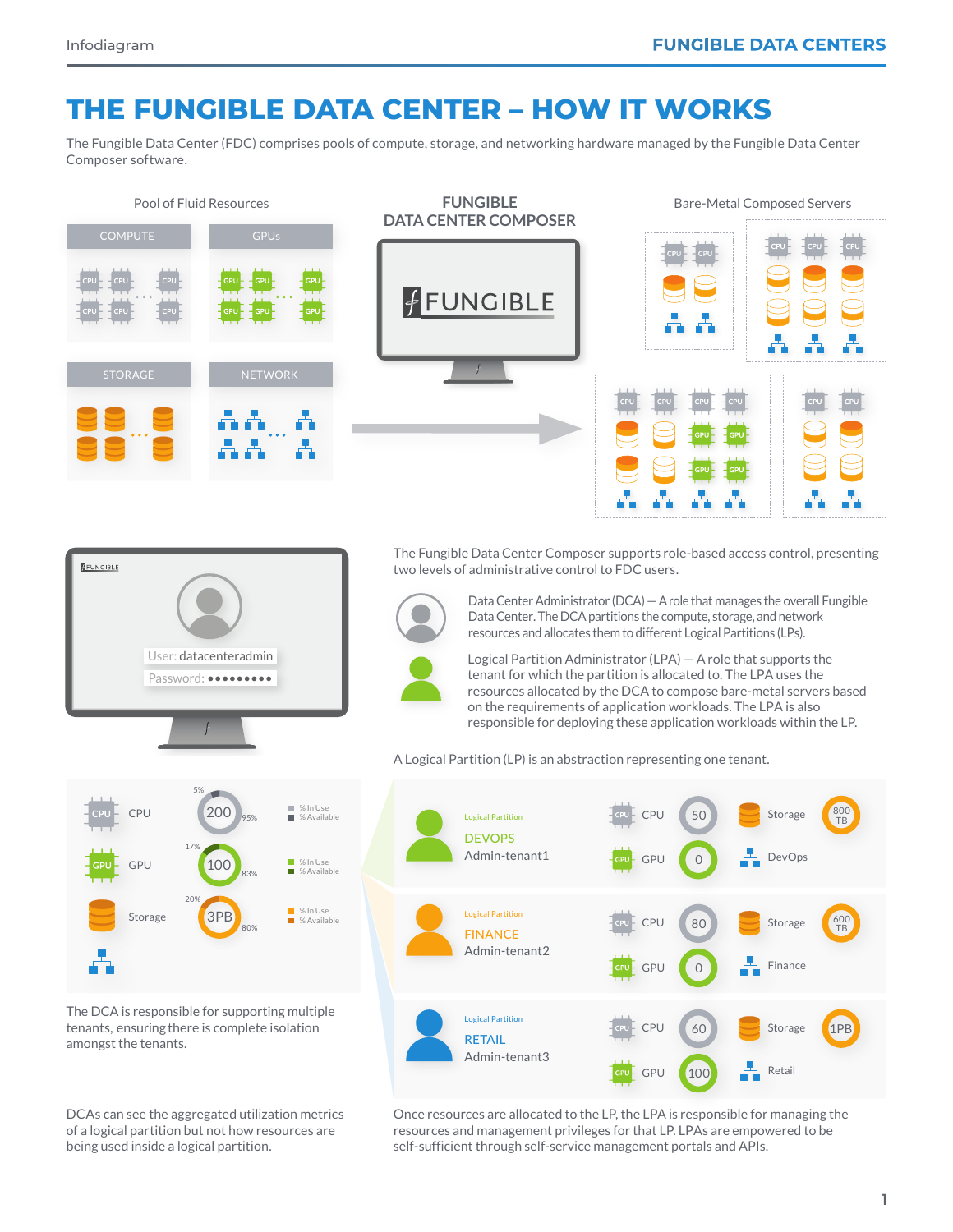# THE FUNGIBLE DATA CENTER – HOW IT WORKS

The Fungible Data Center (FDC) comprises pools of compute, storage, and networking hardware managed by the Fungible Data Center Composer software.

Pool of Fluid Resources

COMPUTE

GPUs

STORAGE

NETWORK

FUNGIBLE DATA CENTER COMPOSER

FUNGIBLE

Bare-Metal Composed Servers

FUNGIBLE

User: datacenteradmin

Password: •••••••••

The Fungible Data Center Composer supports role-based access control, presenting two levels of administrative control to FDC users.

Data Center Administrator (DCA) — A role that manages the overall Fungible Data Center. The DCA partitions the compute, storage, and network resources and allocates them to different Logical Partitions (LPs).

Logical Partition Administrator (LPA) — A role that supports the tenant for which the partition is allocated to. The LPA uses the resources allocated by the DCA to compose bare-metal servers based on the requirements of application workloads. The LPA is also responsible for deploying these application workloads within the LP.

A Logical Partition (LP) is an abstraction representing one tenant.

| Resource | Total | % In Use | % Available |
|---|---|---|---|
| CPU | 200 | 5% | 95% |
| GPU | 100 | 17% | 83% |
| Storage | 3PB | 20% | 80% |

| Logical Partition | Admin | CPU | GPU | Storage | Network |
|---|---|---|---|---|---|
| DEVOPS | Admin-tenant1 | 50 | 0 | 800 TB | DevOps |
| FINANCE | Admin-tenant2 | 80 | 0 | 600 TB | Finance |
| RETAIL | Admin-tenant3 | 60 | 100 | 1PB | Retail |

The DCA is responsible for supporting multiple tenants, ensuring there is complete isolation amongst the tenants.

DCAs can see the aggregated utilization metrics of a logical partition but not how resources are being used inside a logical partition.

Once resources are allocated to the LP, the LPA is responsible for managing the resources and management privileges for that LP. LPAs are empowered to be self-sufficient through self-service management portals and APIs.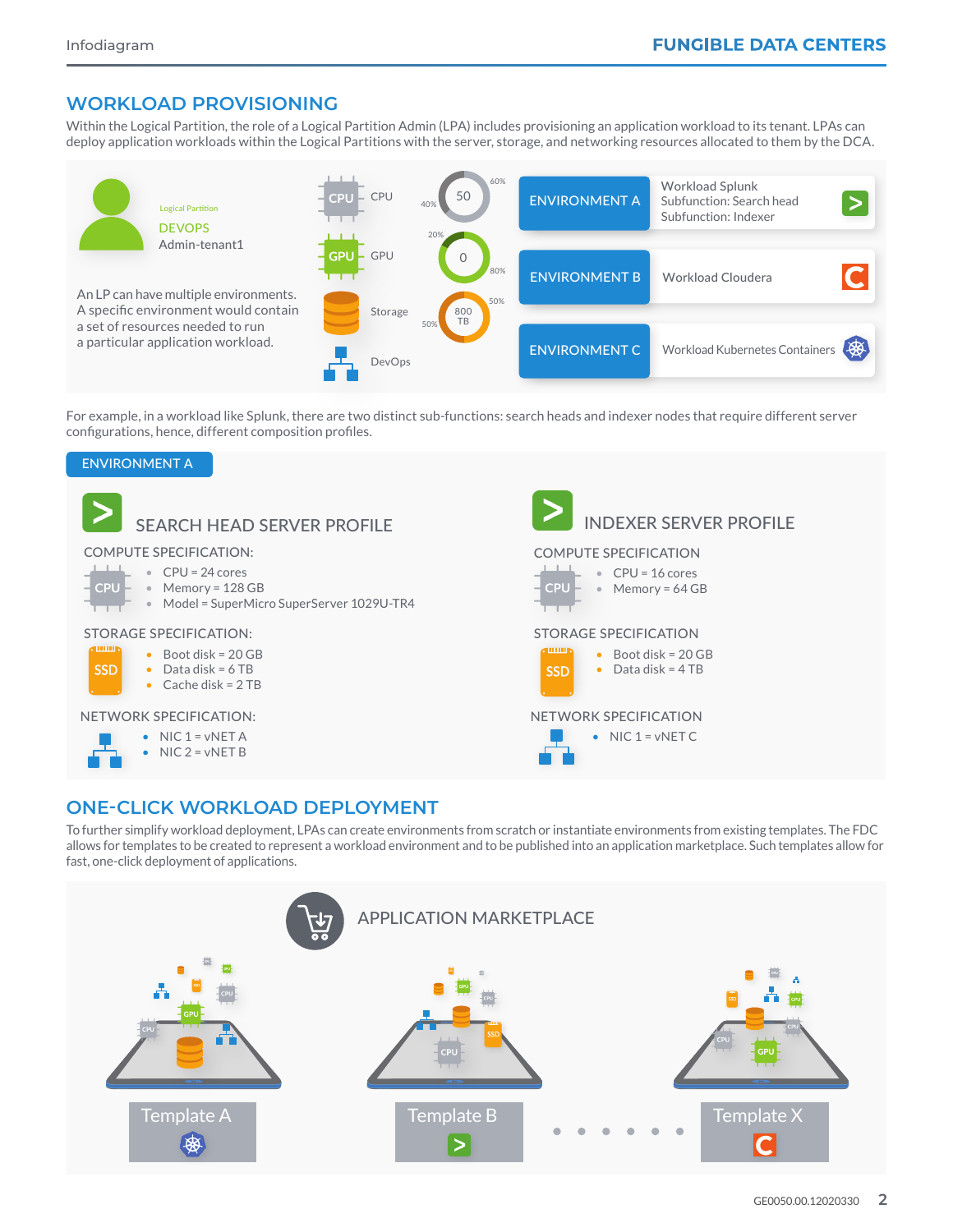## WORKLOAD PROVISIONING

Within the Logical Partition, the role of a Logical Partition Admin (LPA) includes provisioning an application workload to its tenant. LPAs can deploy application workloads within the Logical Partitions with the server, storage, and networking resources allocated to them by the DCA.

Logical Partition

DEVOPS

Admin-tenant1

An LP can have multiple environments. A specific environment would contain a set of resources needed to run a particular application workload.

CPU

GPU

Storage

DevOps

50

60%

40%

0

20%

80%

800 TB

50%

50%

ENVIRONMENT A — Workload Splunk, Subfunction: Search head, Subfunction: Indexer

ENVIRONMENT B — Workload Cloudera

ENVIRONMENT C — Workload Kubernetes Containers

For example, in a workload like Splunk, there are two distinct sub-functions: search heads and indexer nodes that require different server configurations, hence, different composition profiles.

ENVIRONMENT A

### SEARCH HEAD SERVER PROFILE

COMPUTE SPECIFICATION:

- CPU = 24 cores
- Memory = 128 GB
- Model = SuperMicro SuperServer 1029U-TR4

STORAGE SPECIFICATION:

- Boot disk = 20 GB
- Data disk = 6 TB
- Cache disk = 2 TB

NETWORK SPECIFICATION:

- NIC 1 = vNET A
- NIC 2 = vNET B

### INDEXER SERVER PROFILE

COMPUTE SPECIFICATION

- CPU = 16 cores
- Memory = 64 GB

STORAGE SPECIFICATION

- Boot disk = 20 GB
- Data disk = 4 TB

NETWORK SPECIFICATION

- NIC 1 = vNET C

## ONE-CLICK WORKLOAD DEPLOYMENT

To further simplify workload deployment, LPAs can create environments from scratch or instantiate environments from existing templates. The FDC allows for templates to be created to represent a workload environment and to be published into an application marketplace. Such templates allow for fast, one-click deployment of applications.

APPLICATION MARKETPLACE

Template A

Template B

Template X

GE0050.00.12020330